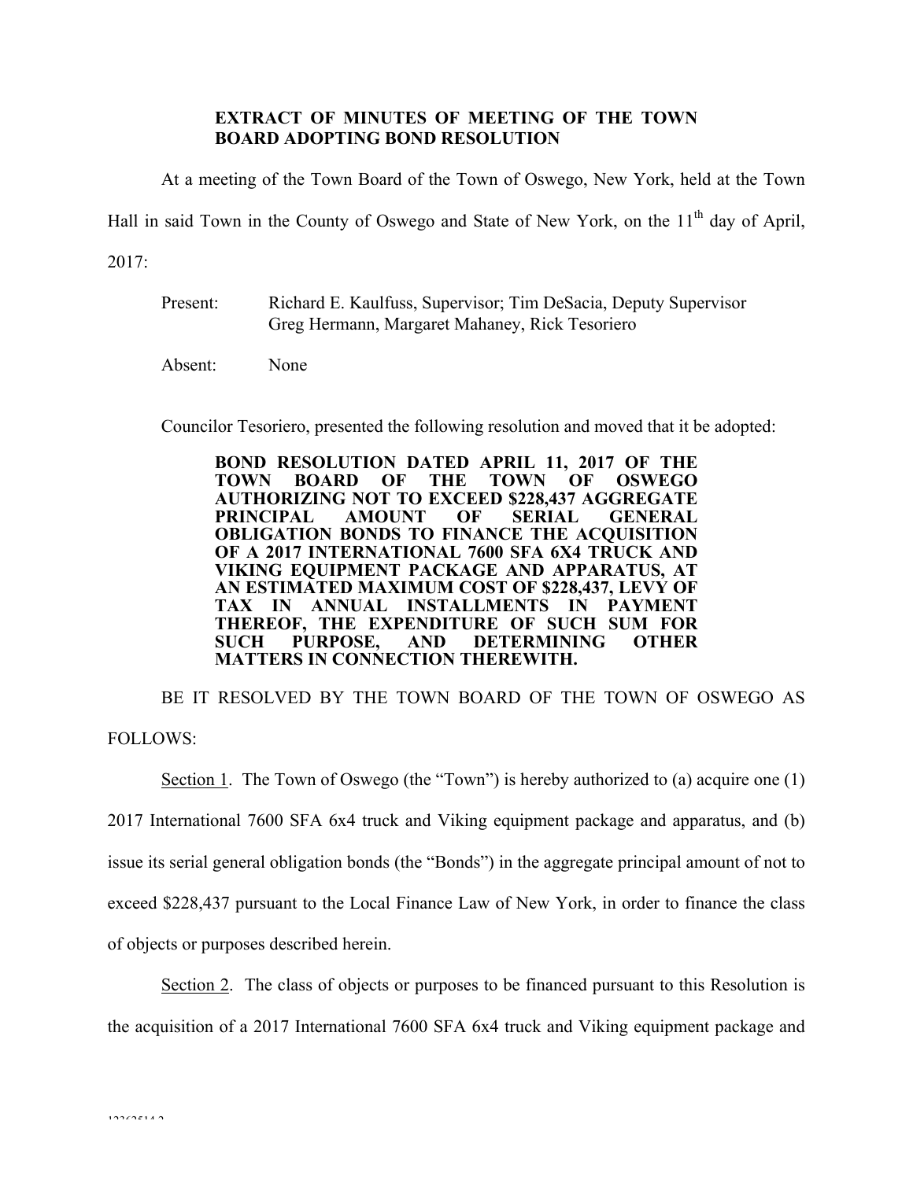**EXTRACT OF MINUTES OF MEETING OF THE TOWN BOARD ADOPTING BOND RESOLUTION**

At a meeting of the Town Board of the Town of Oswego, New York, held at the Town Hall in said Town in the County of Oswego and State of New York, on the 11th day of April, 2017:

Present: Richard E. Kaulfuss, Supervisor; Tim DeSacia, Deputy Supervisor Greg Hermann, Margaret Mahaney, Rick Tesoriero

Absent: None

Councilor Tesoriero, presented the following resolution and moved that it be adopted:

**BOND RESOLUTION DATED APRIL 11, 2017 OF THE TOWN BOARD OF THE TOWN OF OSWEGO AUTHORIZING NOT TO EXCEED $228,437 AGGREGATE PRINCIPAL AMOUNT OF SERIAL GENERAL OBLIGATION BONDS TO FINANCE THE ACQUISITION OF A 2017 INTERNATIONAL 7600 SFA 6X4 TRUCK AND VIKING EQUIPMENT PACKAGE AND APPARATUS, AT AN ESTIMATED MAXIMUM COST OF $228,437, LEVY OF TAX IN ANNUAL INSTALLMENTS IN PAYMENT THEREOF, THE EXPENDITURE OF SUCH SUM FOR SUCH PURPOSE, AND DETERMINING OTHER MATTERS IN CONNECTION THEREWITH.**

BE IT RESOLVED BY THE TOWN BOARD OF THE TOWN OF OSWEGO AS FOLLOWS:

Section 1. The Town of Oswego (the "Town") is hereby authorized to (a) acquire one (1) 2017 International 7600 SFA 6x4 truck and Viking equipment package and apparatus, and (b) issue its serial general obligation bonds (the "Bonds") in the aggregate principal amount of not to exceed $228,437 pursuant to the Local Finance Law of New York, in order to finance the class of objects or purposes described herein.

Section 2. The class of objects or purposes to be financed pursuant to this Resolution is the acquisition of a 2017 International 7600 SFA 6x4 truck and Viking equipment package and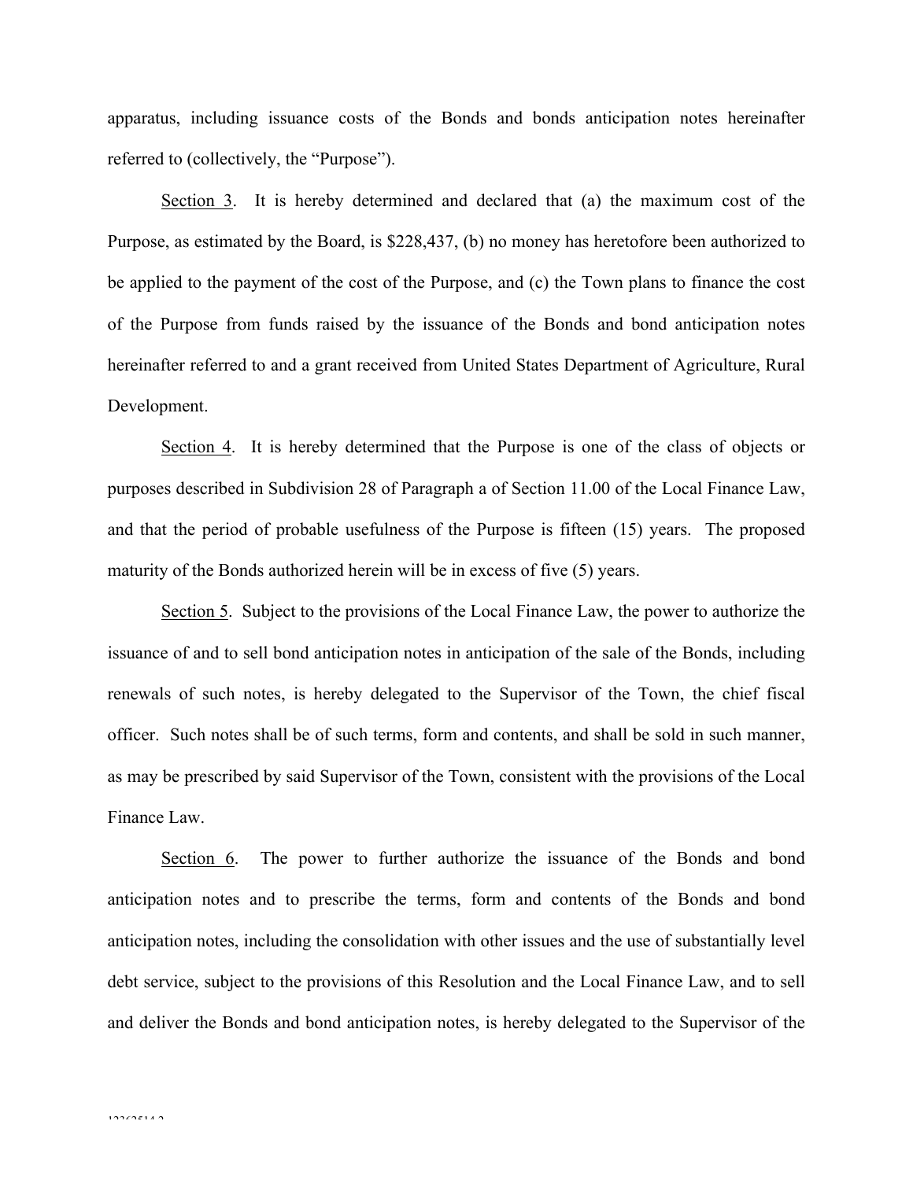apparatus, including issuance costs of the Bonds and bonds anticipation notes hereinafter referred to (collectively, the "Purpose").

Section 3. It is hereby determined and declared that (a) the maximum cost of the Purpose, as estimated by the Board, is $228,437, (b) no money has heretofore been authorized to be applied to the payment of the cost of the Purpose, and (c) the Town plans to finance the cost of the Purpose from funds raised by the issuance of the Bonds and bond anticipation notes hereinafter referred to and a grant received from United States Department of Agriculture, Rural Development.

Section 4. It is hereby determined that the Purpose is one of the class of objects or purposes described in Subdivision 28 of Paragraph a of Section 11.00 of the Local Finance Law, and that the period of probable usefulness of the Purpose is fifteen (15) years. The proposed maturity of the Bonds authorized herein will be in excess of five (5) years.

Section 5. Subject to the provisions of the Local Finance Law, the power to authorize the issuance of and to sell bond anticipation notes in anticipation of the sale of the Bonds, including renewals of such notes, is hereby delegated to the Supervisor of the Town, the chief fiscal officer. Such notes shall be of such terms, form and contents, and shall be sold in such manner, as may be prescribed by said Supervisor of the Town, consistent with the provisions of the Local Finance Law.

Section 6. The power to further authorize the issuance of the Bonds and bond anticipation notes and to prescribe the terms, form and contents of the Bonds and bond anticipation notes, including the consolidation with other issues and the use of substantially level debt service, subject to the provisions of this Resolution and the Local Finance Law, and to sell and deliver the Bonds and bond anticipation notes, is hereby delegated to the Supervisor of the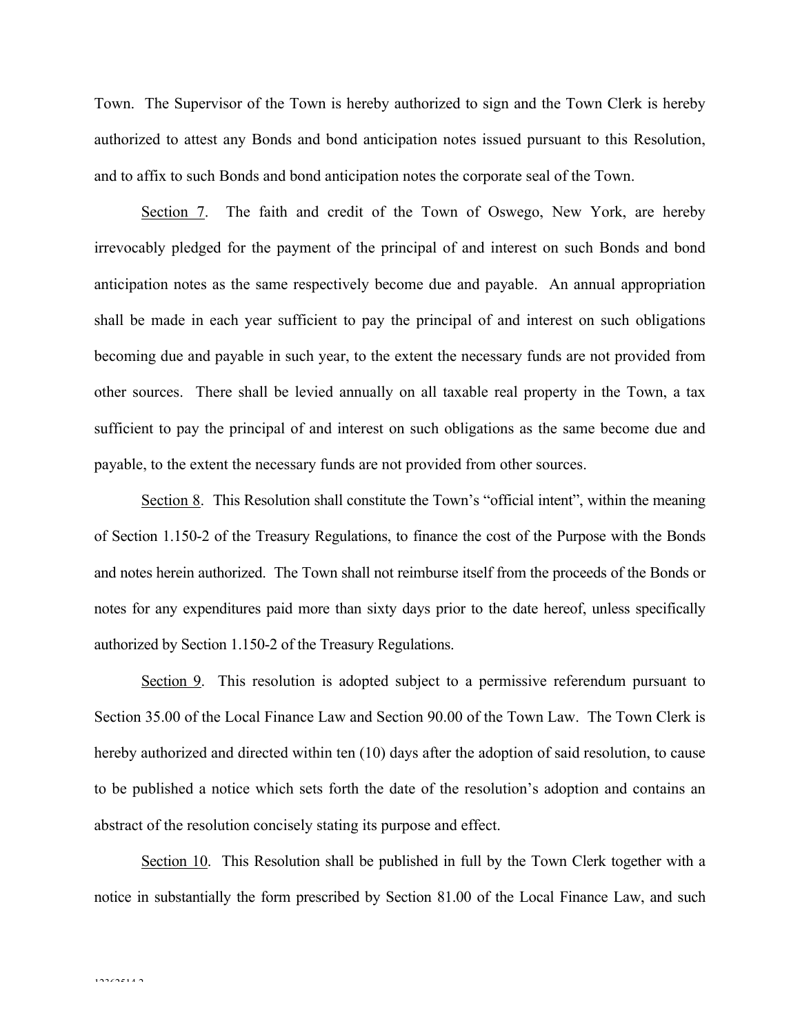Town. The Supervisor of the Town is hereby authorized to sign and the Town Clerk is hereby authorized to attest any Bonds and bond anticipation notes issued pursuant to this Resolution, and to affix to such Bonds and bond anticipation notes the corporate seal of the Town.

Section 7. The faith and credit of the Town of Oswego, New York, are hereby irrevocably pledged for the payment of the principal of and interest on such Bonds and bond anticipation notes as the same respectively become due and payable. An annual appropriation shall be made in each year sufficient to pay the principal of and interest on such obligations becoming due and payable in such year, to the extent the necessary funds are not provided from other sources. There shall be levied annually on all taxable real property in the Town, a tax sufficient to pay the principal of and interest on such obligations as the same become due and payable, to the extent the necessary funds are not provided from other sources.

Section 8. This Resolution shall constitute the Town's "official intent", within the meaning of Section 1.150-2 of the Treasury Regulations, to finance the cost of the Purpose with the Bonds and notes herein authorized. The Town shall not reimburse itself from the proceeds of the Bonds or notes for any expenditures paid more than sixty days prior to the date hereof, unless specifically authorized by Section 1.150-2 of the Treasury Regulations.

Section 9. This resolution is adopted subject to a permissive referendum pursuant to Section 35.00 of the Local Finance Law and Section 90.00 of the Town Law. The Town Clerk is hereby authorized and directed within ten (10) days after the adoption of said resolution, to cause to be published a notice which sets forth the date of the resolution's adoption and contains an abstract of the resolution concisely stating its purpose and effect.

Section 10. This Resolution shall be published in full by the Town Clerk together with a notice in substantially the form prescribed by Section 81.00 of the Local Finance Law, and such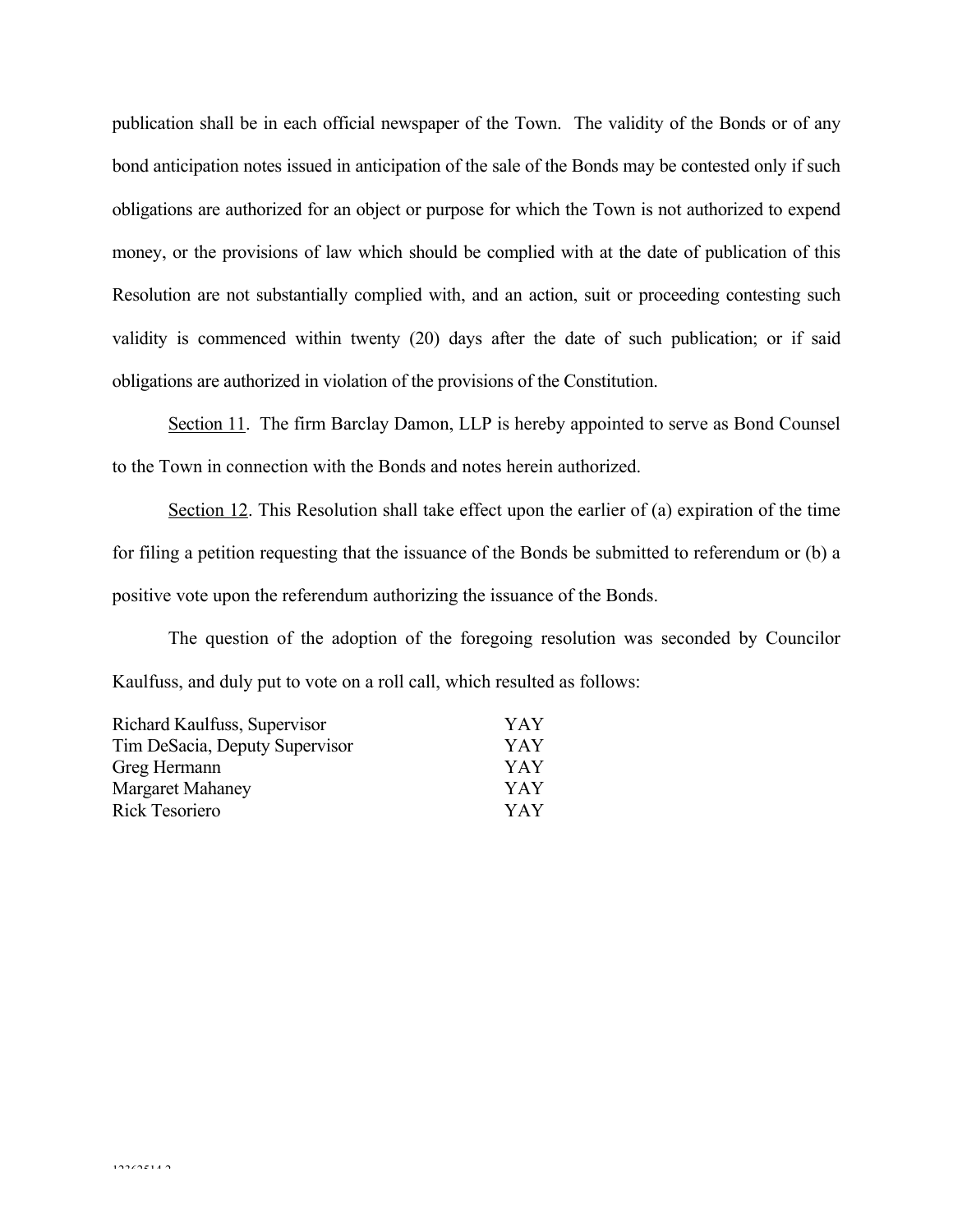publication shall be in each official newspaper of the Town. The validity of the Bonds or of any bond anticipation notes issued in anticipation of the sale of the Bonds may be contested only if such obligations are authorized for an object or purpose for which the Town is not authorized to expend money, or the provisions of law which should be complied with at the date of publication of this Resolution are not substantially complied with, and an action, suit or proceeding contesting such validity is commenced within twenty (20) days after the date of such publication; or if said obligations are authorized in violation of the provisions of the Constitution.

Section 11. The firm Barclay Damon, LLP is hereby appointed to serve as Bond Counsel to the Town in connection with the Bonds and notes herein authorized.

Section 12. This Resolution shall take effect upon the earlier of (a) expiration of the time for filing a petition requesting that the issuance of the Bonds be submitted to referendum or (b) a positive vote upon the referendum authorizing the issuance of the Bonds.

The question of the adoption of the foregoing resolution was seconded by Councilor Kaulfuss, and duly put to vote on a roll call, which resulted as follows:

| | |
|---|---|
| Richard Kaulfuss, Supervisor | YAY |
| Tim DeSacia, Deputy Supervisor | YAY |
| Greg Hermann | YAY |
| Margaret Mahaney | YAY |
| Rick Tesoriero | YAY |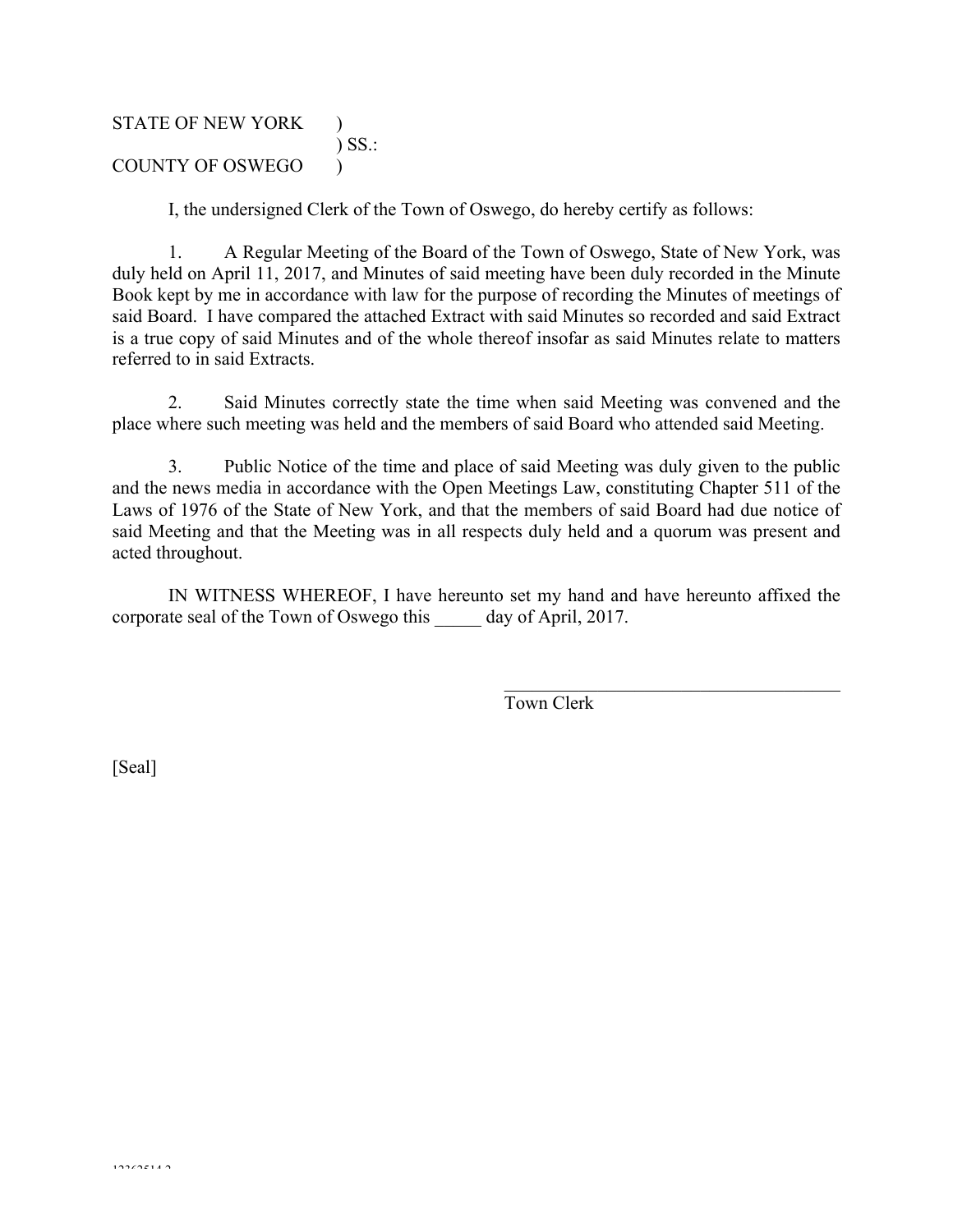STATE OF NEW YORK )
) SS.:
COUNTY OF OSWEGO )

I, the undersigned Clerk of the Town of Oswego, do hereby certify as follows:

1. A Regular Meeting of the Board of the Town of Oswego, State of New York, was duly held on April 11, 2017, and Minutes of said meeting have been duly recorded in the Minute Book kept by me in accordance with law for the purpose of recording the Minutes of meetings of said Board. I have compared the attached Extract with said Minutes so recorded and said Extract is a true copy of said Minutes and of the whole thereof insofar as said Minutes relate to matters referred to in said Extracts.

2. Said Minutes correctly state the time when said Meeting was convened and the place where such meeting was held and the members of said Board who attended said Meeting.

3. Public Notice of the time and place of said Meeting was duly given to the public and the news media in accordance with the Open Meetings Law, constituting Chapter 511 of the Laws of 1976 of the State of New York, and that the members of said Board had due notice of said Meeting and that the Meeting was in all respects duly held and a quorum was present and acted throughout.

IN WITNESS WHEREOF, I have hereunto set my hand and have hereunto affixed the corporate seal of the Town of Oswego this _____ day of April, 2017.

_____________________________________
Town Clerk

[Seal]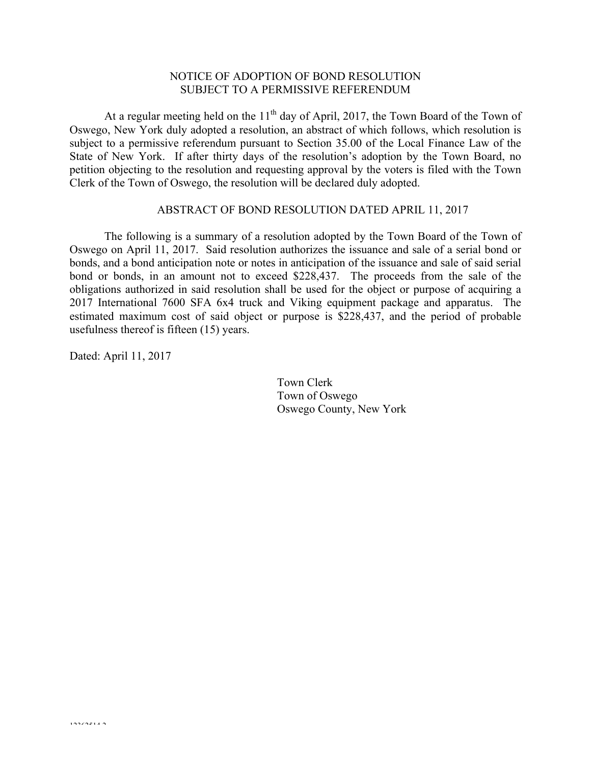# NOTICE OF ADOPTION OF BOND RESOLUTION
# SUBJECT TO A PERMISSIVE REFERENDUM

At a regular meeting held on the 11th day of April, 2017, the Town Board of the Town of Oswego, New York duly adopted a resolution, an abstract of which follows, which resolution is subject to a permissive referendum pursuant to Section 35.00 of the Local Finance Law of the State of New York. If after thirty days of the resolution's adoption by the Town Board, no petition objecting to the resolution and requesting approval by the voters is filed with the Town Clerk of the Town of Oswego, the resolution will be declared duly adopted.

## ABSTRACT OF BOND RESOLUTION DATED APRIL 11, 2017

The following is a summary of a resolution adopted by the Town Board of the Town of Oswego on April 11, 2017. Said resolution authorizes the issuance and sale of a serial bond or bonds, and a bond anticipation note or notes in anticipation of the issuance and sale of said serial bond or bonds, in an amount not to exceed $228,437. The proceeds from the sale of the obligations authorized in said resolution shall be used for the object or purpose of acquiring a 2017 International 7600 SFA 6x4 truck and Viking equipment package and apparatus. The estimated maximum cost of said object or purpose is $228,437, and the period of probable usefulness thereof is fifteen (15) years.

Dated: April 11, 2017

Town Clerk
Town of Oswego
Oswego County, New York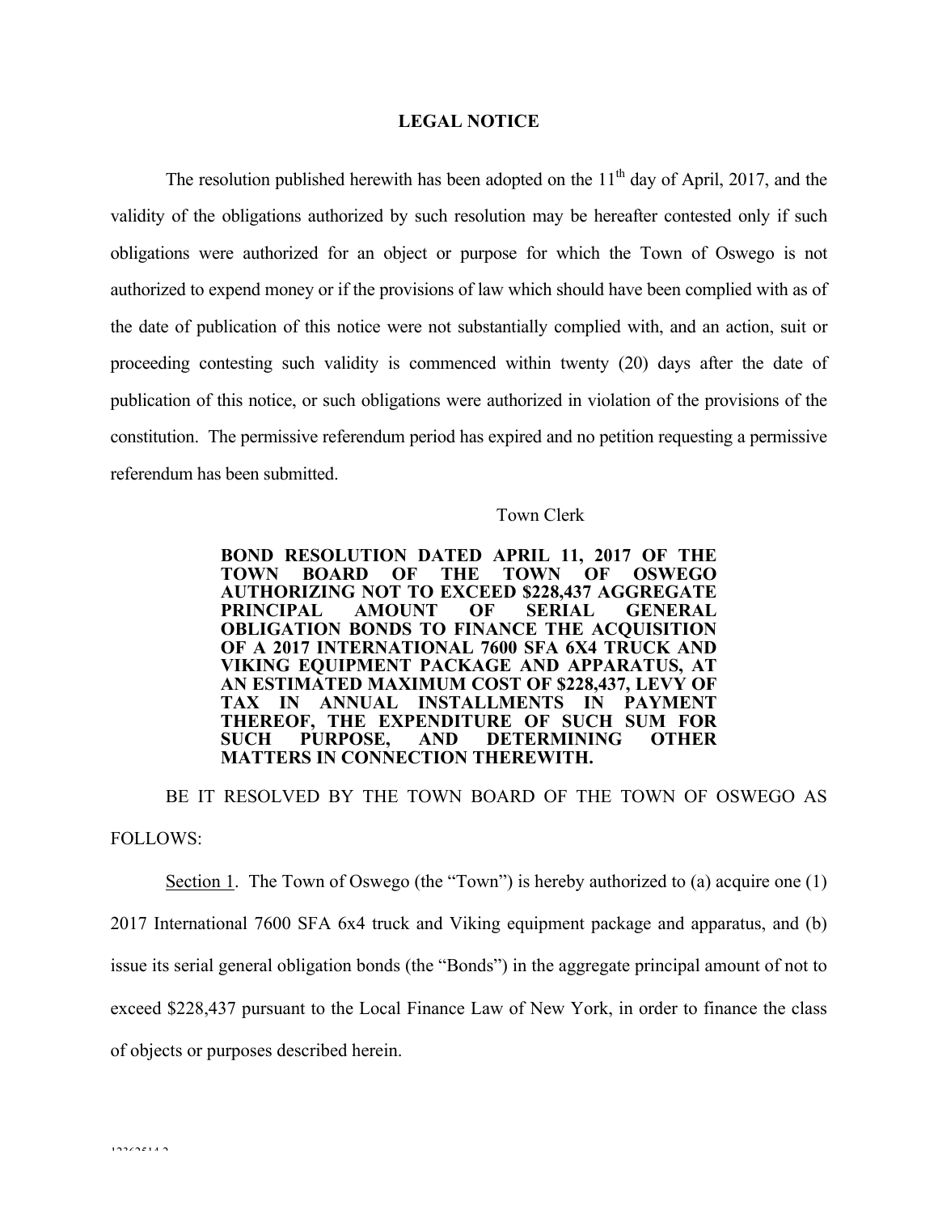# LEGAL NOTICE

The resolution published herewith has been adopted on the 11th day of April, 2017, and the validity of the obligations authorized by such resolution may be hereafter contested only if such obligations were authorized for an object or purpose for which the Town of Oswego is not authorized to expend money or if the provisions of law which should have been complied with as of the date of publication of this notice were not substantially complied with, and an action, suit or proceeding contesting such validity is commenced within twenty (20) days after the date of publication of this notice, or such obligations were authorized in violation of the provisions of the constitution. The permissive referendum period has expired and no petition requesting a permissive referendum has been submitted.

Town Clerk

**BOND RESOLUTION DATED APRIL 11, 2017 OF THE TOWN BOARD OF THE TOWN OF OSWEGO AUTHORIZING NOT TO EXCEED $228,437 AGGREGATE PRINCIPAL AMOUNT OF SERIAL GENERAL OBLIGATION BONDS TO FINANCE THE ACQUISITION OF A 2017 INTERNATIONAL 7600 SFA 6X4 TRUCK AND VIKING EQUIPMENT PACKAGE AND APPARATUS, AT AN ESTIMATED MAXIMUM COST OF $228,437, LEVY OF TAX IN ANNUAL INSTALLMENTS IN PAYMENT THEREOF, THE EXPENDITURE OF SUCH SUM FOR SUCH PURPOSE, AND DETERMINING OTHER MATTERS IN CONNECTION THEREWITH.**

BE IT RESOLVED BY THE TOWN BOARD OF THE TOWN OF OSWEGO AS FOLLOWS:

Section 1. The Town of Oswego (the "Town") is hereby authorized to (a) acquire one (1) 2017 International 7600 SFA 6x4 truck and Viking equipment package and apparatus, and (b) issue its serial general obligation bonds (the "Bonds") in the aggregate principal amount of not to exceed $228,437 pursuant to the Local Finance Law of New York, in order to finance the class of objects or purposes described herein.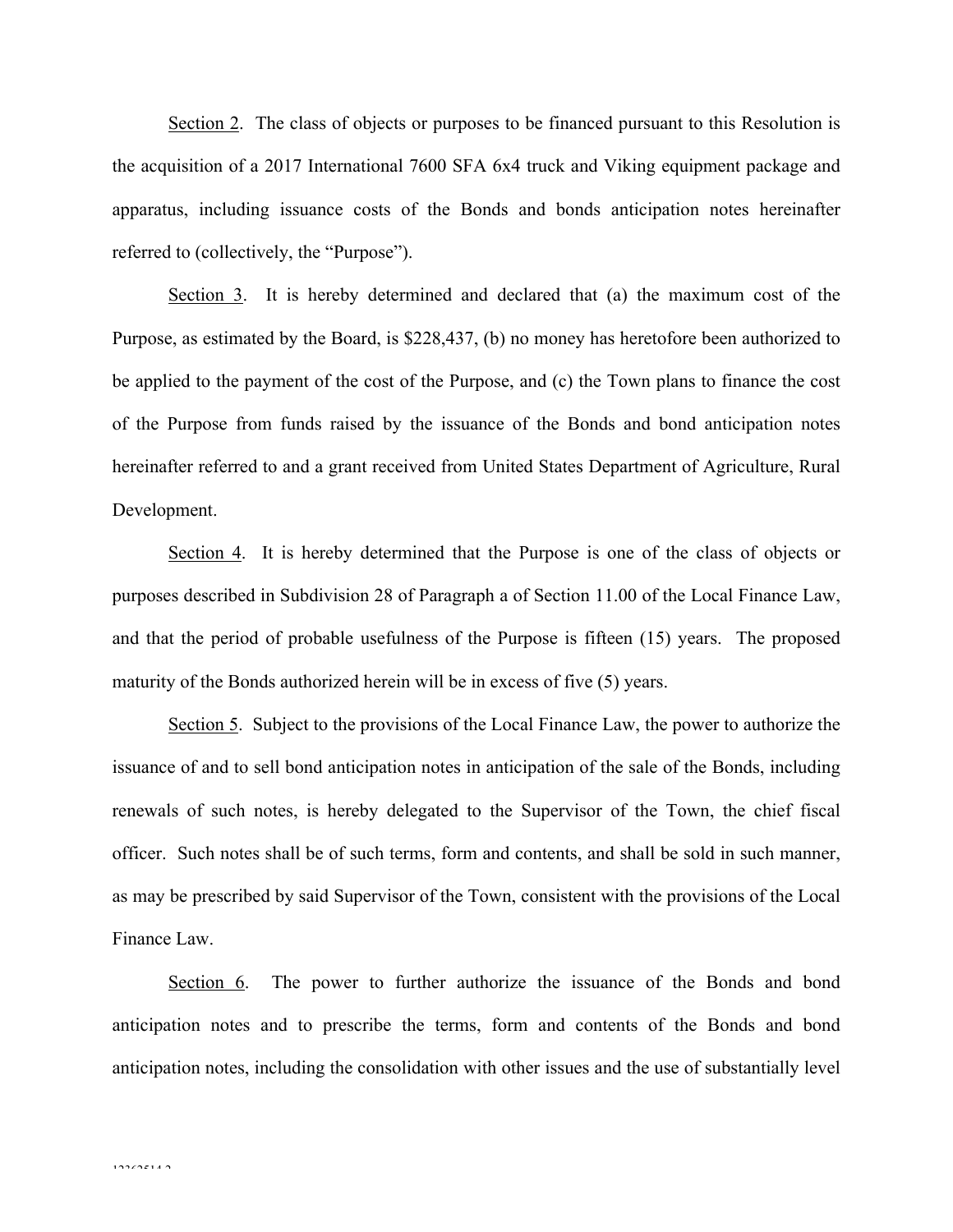Section 2. The class of objects or purposes to be financed pursuant to this Resolution is the acquisition of a 2017 International 7600 SFA 6x4 truck and Viking equipment package and apparatus, including issuance costs of the Bonds and bonds anticipation notes hereinafter referred to (collectively, the "Purpose").

Section 3. It is hereby determined and declared that (a) the maximum cost of the Purpose, as estimated by the Board, is $228,437, (b) no money has heretofore been authorized to be applied to the payment of the cost of the Purpose, and (c) the Town plans to finance the cost of the Purpose from funds raised by the issuance of the Bonds and bond anticipation notes hereinafter referred to and a grant received from United States Department of Agriculture, Rural Development.

Section 4. It is hereby determined that the Purpose is one of the class of objects or purposes described in Subdivision 28 of Paragraph a of Section 11.00 of the Local Finance Law, and that the period of probable usefulness of the Purpose is fifteen (15) years. The proposed maturity of the Bonds authorized herein will be in excess of five (5) years.

Section 5. Subject to the provisions of the Local Finance Law, the power to authorize the issuance of and to sell bond anticipation notes in anticipation of the sale of the Bonds, including renewals of such notes, is hereby delegated to the Supervisor of the Town, the chief fiscal officer. Such notes shall be of such terms, form and contents, and shall be sold in such manner, as may be prescribed by said Supervisor of the Town, consistent with the provisions of the Local Finance Law.

Section 6. The power to further authorize the issuance of the Bonds and bond anticipation notes and to prescribe the terms, form and contents of the Bonds and bond anticipation notes, including the consolidation with other issues and the use of substantially level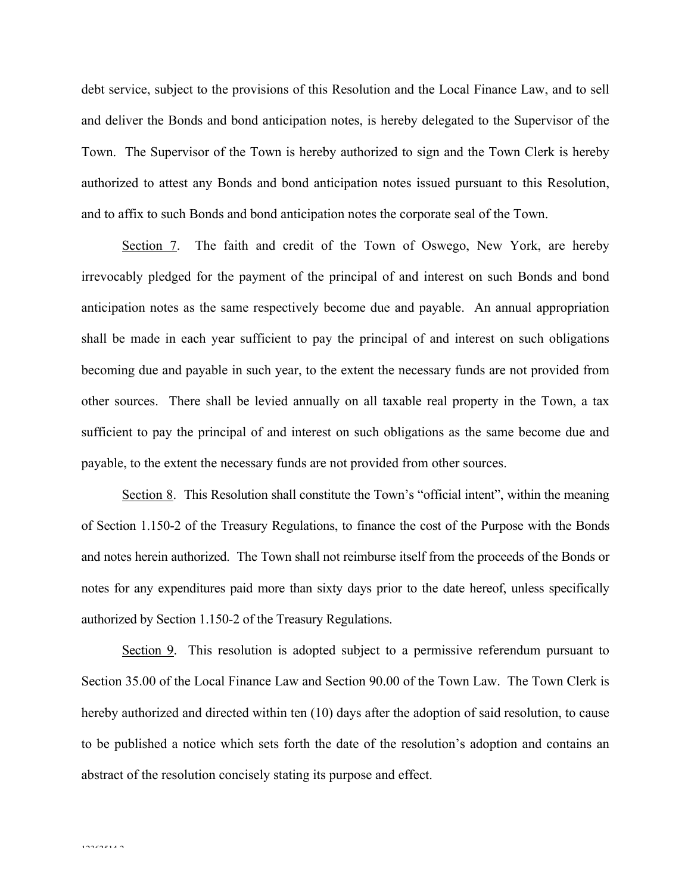debt service, subject to the provisions of this Resolution and the Local Finance Law, and to sell and deliver the Bonds and bond anticipation notes, is hereby delegated to the Supervisor of the Town. The Supervisor of the Town is hereby authorized to sign and the Town Clerk is hereby authorized to attest any Bonds and bond anticipation notes issued pursuant to this Resolution, and to affix to such Bonds and bond anticipation notes the corporate seal of the Town.

Section 7. The faith and credit of the Town of Oswego, New York, are hereby irrevocably pledged for the payment of the principal of and interest on such Bonds and bond anticipation notes as the same respectively become due and payable. An annual appropriation shall be made in each year sufficient to pay the principal of and interest on such obligations becoming due and payable in such year, to the extent the necessary funds are not provided from other sources. There shall be levied annually on all taxable real property in the Town, a tax sufficient to pay the principal of and interest on such obligations as the same become due and payable, to the extent the necessary funds are not provided from other sources.

Section 8. This Resolution shall constitute the Town's "official intent", within the meaning of Section 1.150-2 of the Treasury Regulations, to finance the cost of the Purpose with the Bonds and notes herein authorized. The Town shall not reimburse itself from the proceeds of the Bonds or notes for any expenditures paid more than sixty days prior to the date hereof, unless specifically authorized by Section 1.150-2 of the Treasury Regulations.

Section 9. This resolution is adopted subject to a permissive referendum pursuant to Section 35.00 of the Local Finance Law and Section 90.00 of the Town Law. The Town Clerk is hereby authorized and directed within ten (10) days after the adoption of said resolution, to cause to be published a notice which sets forth the date of the resolution's adoption and contains an abstract of the resolution concisely stating its purpose and effect.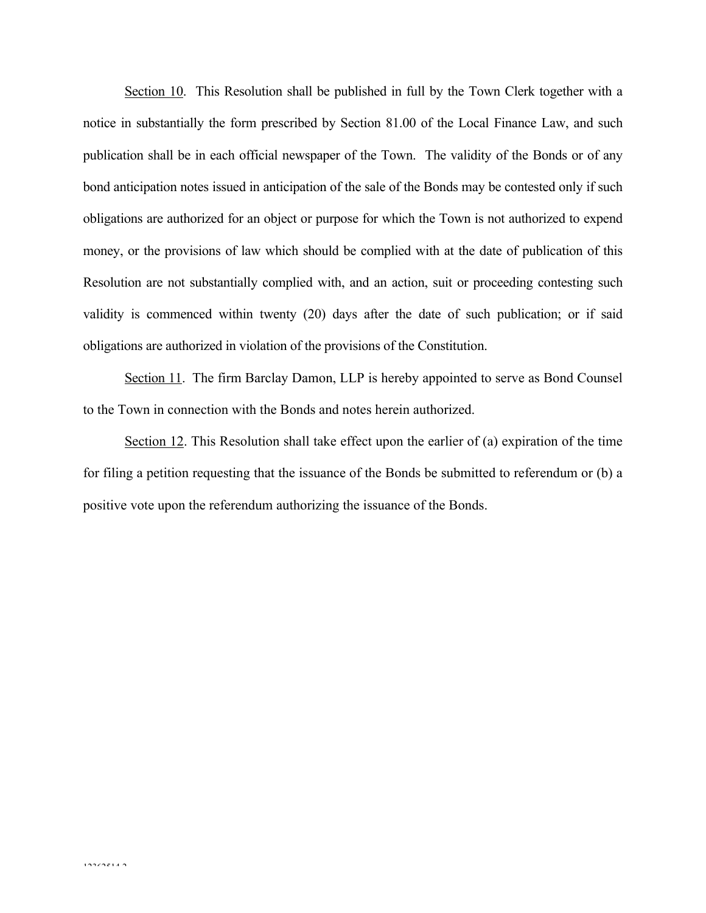<u>Section 10</u>. This Resolution shall be published in full by the Town Clerk together with a notice in substantially the form prescribed by Section 81.00 of the Local Finance Law, and such publication shall be in each official newspaper of the Town. The validity of the Bonds or of any bond anticipation notes issued in anticipation of the sale of the Bonds may be contested only if such obligations are authorized for an object or purpose for which the Town is not authorized to expend money, or the provisions of law which should be complied with at the date of publication of this Resolution are not substantially complied with, and an action, suit or proceeding contesting such validity is commenced within twenty (20) days after the date of such publication; or if said obligations are authorized in violation of the provisions of the Constitution.

<u>Section 11</u>. The firm Barclay Damon, LLP is hereby appointed to serve as Bond Counsel to the Town in connection with the Bonds and notes herein authorized.

<u>Section 12</u>. This Resolution shall take effect upon the earlier of (a) expiration of the time for filing a petition requesting that the issuance of the Bonds be submitted to referendum or (b) a positive vote upon the referendum authorizing the issuance of the Bonds.